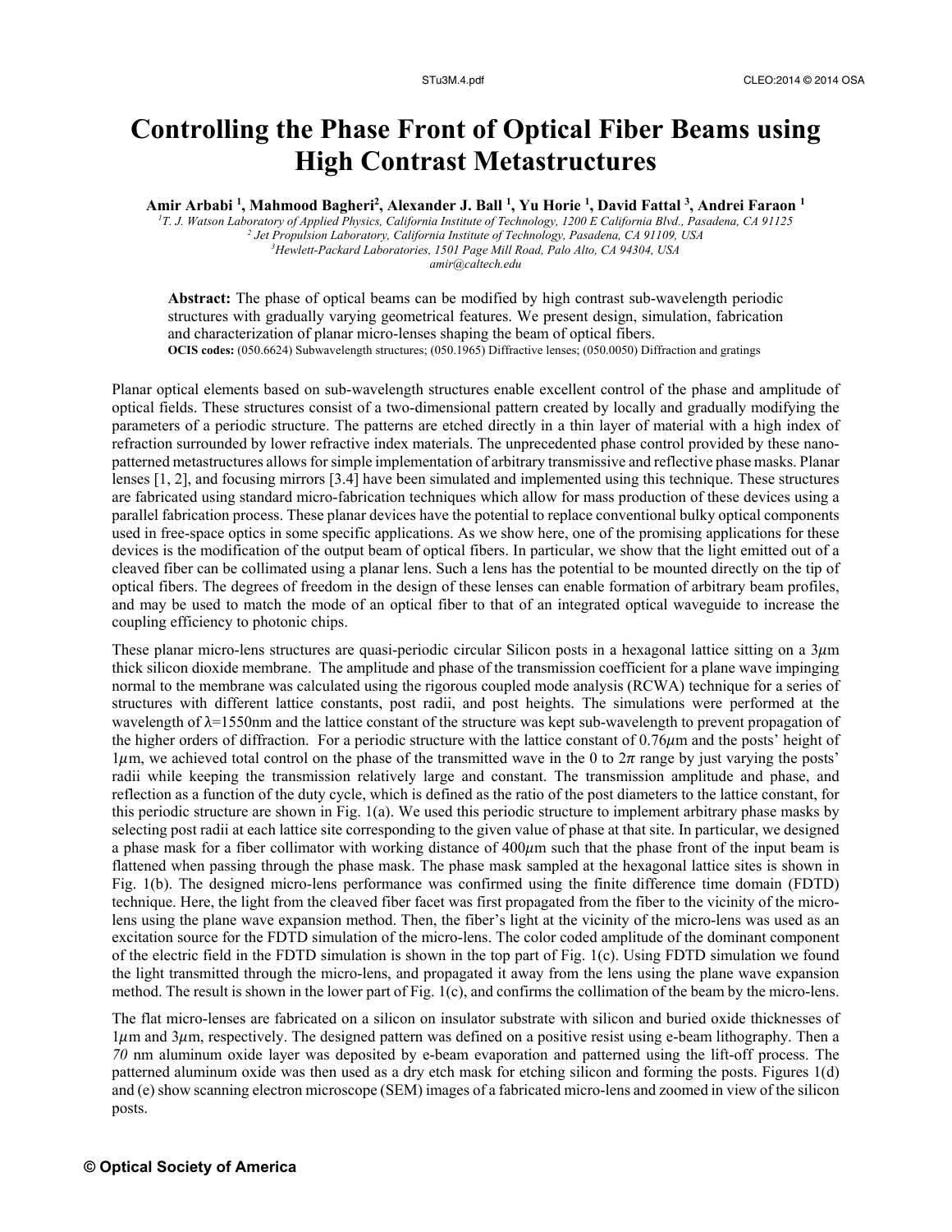# Controlling the Phase Front of Optical Fiber Beams using High Contrast Metastructures

**Amir Arbabi [1], Mahmood Bagheri[2], Alexander J. Ball [1], Yu Horie [1], David Fattal [3], Andrei Faraon [1]**

[1]T. J. Watson Laboratory of Applied Physics, California Institute of Technology, 1200 E California Blvd., Pasadena, CA 91125
[2] Jet Propulsion Laboratory, California Institute of Technology, Pasadena, CA 91109, USA
[3]Hewlett-Packard Laboratories, 1501 Page Mill Road, Palo Alto, CA 94304, USA
amir@caltech.edu

**Abstract:** The phase of optical beams can be modified by high contrast sub-wavelength periodic structures with gradually varying geometrical features. We present design, simulation, fabrication and characterization of planar micro-lenses shaping the beam of optical fibers.
**OCIS codes:** (050.6624) Subwavelength structures; (050.1965) Diffractive lenses; (050.0050) Diffraction and gratings

Planar optical elements based on sub-wavelength structures enable excellent control of the phase and amplitude of optical fields. These structures consist of a two-dimensional pattern created by locally and gradually modifying the parameters of a periodic structure. The patterns are etched directly in a thin layer of material with a high index of refraction surrounded by lower refractive index materials. The unprecedented phase control provided by these nano-patterned metastructures allows for simple implementation of arbitrary transmissive and reflective phase masks. Planar lenses [1, 2], and focusing mirrors [3.4] have been simulated and implemented using this technique. These structures are fabricated using standard micro-fabrication techniques which allow for mass production of these devices using a parallel fabrication process. These planar devices have the potential to replace conventional bulky optical components used in free-space optics in some specific applications. As we show here, one of the promising applications for these devices is the modification of the output beam of optical fibers. In particular, we show that the light emitted out of a cleaved fiber can be collimated using a planar lens. Such a lens has the potential to be mounted directly on the tip of optical fibers. The degrees of freedom in the design of these lenses can enable formation of arbitrary beam profiles, and may be used to match the mode of an optical fiber to that of an integrated optical waveguide to increase the coupling efficiency to photonic chips.

These planar micro-lens structures are quasi-periodic circular Silicon posts in a hexagonal lattice sitting on a $3\mu$m thick silicon dioxide membrane. The amplitude and phase of the transmission coefficient for a plane wave impinging normal to the membrane was calculated using the rigorous coupled mode analysis (RCWA) technique for a series of structures with different lattice constants, post radii, and post heights. The simulations were performed at the wavelength of $\lambda$=1550nm and the lattice constant of the structure was kept sub-wavelength to prevent propagation of the higher orders of diffraction. For a periodic structure with the lattice constant of $0.76\mu$m and the posts' height of $1\mu$m, we achieved total control on the phase of the transmitted wave in the 0 to $2\pi$ range by just varying the posts' radii while keeping the transmission relatively large and constant. The transmission amplitude and phase, and reflection as a function of the duty cycle, which is defined as the ratio of the post diameters to the lattice constant, for this periodic structure are shown in Fig. 1(a). We used this periodic structure to implement arbitrary phase masks by selecting post radii at each lattice site corresponding to the given value of phase at that site. In particular, we designed a phase mask for a fiber collimator with working distance of $400\mu$m such that the phase front of the input beam is flattened when passing through the phase mask. The phase mask sampled at the hexagonal lattice sites is shown in Fig. 1(b). The designed micro-lens performance was confirmed using the finite difference time domain (FDTD) technique. Here, the light from the cleaved fiber facet was first propagated from the fiber to the vicinity of the micro-lens using the plane wave expansion method. Then, the fiber's light at the vicinity of the micro-lens was used as an excitation source for the FDTD simulation of the micro-lens. The color coded amplitude of the dominant component of the electric field in the FDTD simulation is shown in the top part of Fig. 1(c). Using FDTD simulation we found the light transmitted through the micro-lens, and propagated it away from the lens using the plane wave expansion method. The result is shown in the lower part of Fig. 1(c), and confirms the collimation of the beam by the micro-lens.

The flat micro-lenses are fabricated on a silicon on insulator substrate with silicon and buried oxide thicknesses of $1\mu$m and $3\mu$m, respectively. The designed pattern was defined on a positive resist using e-beam lithography. Then a *70* nm aluminum oxide layer was deposited by e-beam evaporation and patterned using the lift-off process. The patterned aluminum oxide was then used as a dry etch mask for etching silicon and forming the posts. Figures 1(d) and (e) show scanning electron microscope (SEM) images of a fabricated micro-lens and zoomed in view of the silicon posts.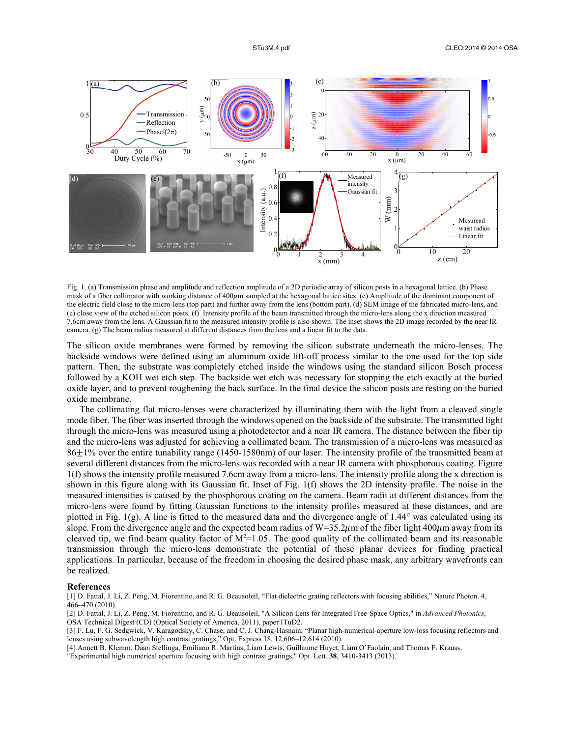(a)
1
0.5
0
30 40 50 60 70
Duty Cycle (%)
Transmission
Reflection
Phase/(2π)

(b)
y (μm)
50
0
-50
-50 0 50
x (μm)
3
2
1
0
-1
-2
-3

(c)
z (μm)
0
20
40
-60 -40 -20 0 20 40 60
x (μm)
1
0.5
0
-0.5

(d)

(e)

(f)
Intensity (a.u.)
1
0.8
0.6
0.4
0.2
0
0 1 2 3 4
x (mm)
Measured intensity
Gaussian fit

(g)
W (mm)
4
3
2
1
0
0 10 20
z (cm)
Mesured waist radius
Linear fit

Fig. 1. (a) Transmission phase and amplitude and reflection amplitude of a 2D periodic array of silicon posts in a hexagonal lattice. (b) Phase mask of a fiber collimator with working distance of 400$\mu$m sampled at the hexagonal lattice sites. (c) Amplitude of the dominant component of the electric field close to the micro-lens (top part) and further away from the lens (bottom part). (d) SEM image of the fabricated micro-lens, and (e) close view of the etched silicon posts. (f) Intensity profile of the beam transmitted through the micro-lens along the x direction measured 7.6cm away from the lens. A Gaussian fit to the measured intensity profile is also shown. The inset shows the 2D image recorded by the near IR camera. (g) The beam radius measured at different distances from the lens and a linear fit to the data.

The silicon oxide membranes were formed by removing the silicon substrate underneath the micro-lenses. The backside windows were defined using an aluminum oxide lift-off process similar to the one used for the top side pattern. Then, the substrate was completely etched inside the windows using the standard silicon Bosch process followed by a KOH wet etch step. The backside wet etch was necessary for stopping the etch exactly at the buried oxide layer, and to prevent roughening the back surface. In the final device the silicon posts are resting on the buried oxide membrane.

The collimating flat micro-lenses were characterized by illuminating them with the light from a cleaved single mode fiber. The fiber was inserted through the windows opened on the backside of the substrate. The transmitted light through the micro-lens was measured using a photodetector and a near IR camera. The distance between the fiber tip and the micro-lens was adjusted for achieving a collimated beam. The transmission of a micro-lens was measured as 86$\pm$1% over the entire tunability range (1450-1580nm) of our laser. The intensity profile of the transmitted beam at several different distances from the micro-lens was recorded with a near IR camera with phosphorous coating. Figure 1(f) shows the intensity profile measured 7.6cm away from a micro-lens. The intensity profile along the x direction is shown in this figure along with its Gaussian fit. Inset of Fig. 1(f) shows the 2D intensity profile. The noise in the measured intensities is caused by the phosphorous coating on the camera. Beam radii at different distances from the micro-lens were found by fitting Gaussian functions to the intensity profiles measured at these distances, and are plotted in Fig. 1(g). A line is fitted to the measured data and the divergence angle of 1.44° was calculated using its slope. From the divergence angle and the expected beam radius of W=35.2$\mu$m of the fiber light 400$\mu$m away from its cleaved tip, we find beam quality factor of $M^2$=1.05. The good quality of the collimated beam and its reasonable transmission through the micro-lens demonstrate the potential of these planar devices for finding practical applications. In particular, because of the freedom in choosing the desired phase mask, any arbitrary wavefronts can be realized.

## References

[1] D. Fattal, J. Li, Z. Peng, M. Fiorentino, and R. G. Beausoleil, "Flat dielectric grating reflectors with focusing abilities," Nature Photon. 4, 466–470 (2010).

[2] D. Fattal, J. Li, Z. Peng, M. Fiorentino, and R. G. Beausoleil, "A Silicon Lens for Integrated Free-Space Optics," in *Advanced Photonics*, OSA Technical Digest (CD) (Optical Society of America, 2011), paper ITuD2.

[3] F. Lu, F. G. Sedgwick, V. Karagodsky, C. Chase, and C. J. Chang-Hasnain, "Planar high-numerical-aperture low-loss focusing reflectors and lenses using subwavelength high contrast gratings," Opt. Express 18, 12,606–12,614 (2010).

[4] Annett B. Klemm, Daan Stellinga, Emiliano R. Martins, Liam Lewis, Guillaume Huyet, Liam O'Faolain, and Thomas F. Krauss, "Experimental high numerical aperture focusing with high contrast gratings," Opt. Lett. **38**, 3410-3413 (2013).